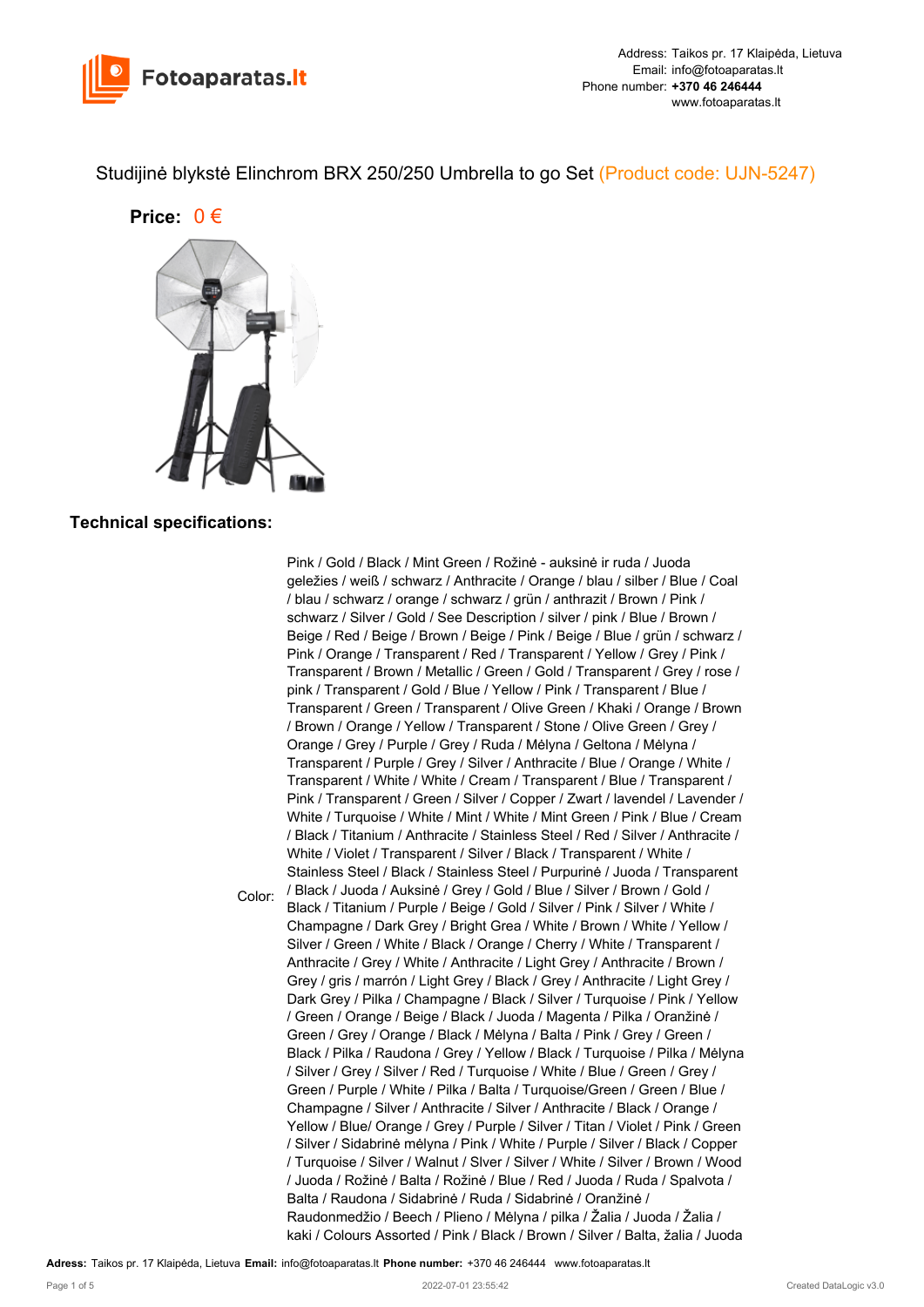Address: Taikos pr. 17 Klaipėda, Lietuva
Email: info@fotoaparatas.lt
Phone number: **+370 46 246444**
www.fotoaparatas.lt

# Studijinė blykstė Elinchrom BRX 250/250 Umbrella to go Set (Product code: UJN-5247)

**Price:** 0 €

## Technical specifications:

| | |
|---|---|
| Color: | Pink / Gold / Black / Mint Green / Rožinė - auksinė ir ruda / Juoda geležies / weiß / schwarz / Anthracite / Orange / blau / silber / Blue / Coal / blau / schwarz / orange / schwarz / grün / anthrazit / Brown / Pink / schwarz / Silver / Gold / See Description / silver / pink / Blue / Brown / Beige / Red / Beige / Brown / Beige / Pink / Beige / Blue / grün / schwarz / Pink / Orange / Transparent / Red / Transparent / Yellow / Grey / Pink / Transparent / Brown / Metallic / Green / Gold / Transparent / Grey / rose / pink / Transparent / Gold / Blue / Yellow / Pink / Transparent / Blue / Transparent / Green / Transparent / Olive Green / Khaki / Orange / Brown / Brown / Orange / Yellow / Transparent / Stone / Olive Green / Grey / Orange / Grey / Purple / Grey / Ruda / Mėlyna / Geltona / Mėlyna / Transparent / Purple / Grey / Silver / Anthracite / Blue / Orange / White / Transparent / White / White / Cream / Transparent / Blue / Transparent / Pink / Transparent / Green / Silver / Copper / Zwart / lavendel / Lavender / White / Turquoise / White / Mint / White / Mint Green / Pink / Blue / Cream / Black / Titanium / Anthracite / Stainless Steel / Red / Silver / Anthracite / White / Violet / Transparent / Silver / Black / Transparent / White / Stainless Steel / Black / Stainless Steel / Purpurinė / Juoda / Transparent / Black / Juoda / Auksinė / Grey / Gold / Blue / Silver / Brown / Gold / Black / Titanium / Purple / Beige / Gold / Silver / Pink / Silver / White / Champagne / Dark Grey / Bright Grea / White / Brown / White / Yellow / Silver / Green / White / Black / Orange / Cherry / White / Transparent / Anthracite / Grey / White / Anthracite / Light Grey / Anthracite / Brown / Grey / gris / marrón / Light Grey / Black / Grey / Anthracite / Light Grey / Dark Grey / Pilka / Champagne / Black / Silver / Turquoise / Pink / Yellow / Green / Orange / Beige / Black / Juoda / Magenta / Pilka / Oranžinė / Green / Grey / Orange / Black / Mėlyna / Balta / Pink / Grey / Green / Black / Pilka / Raudona / Grey / Yellow / Black / Turquoise / Pilka / Mėlyna / Silver / Grey / Silver / Red / Turquoise / White / Blue / Green / Grey / Green / Purple / White / Pilka / Balta / Turquoise/Green / Green / Blue / Champagne / Silver / Anthracite / Silver / Anthracite / Black / Orange / Yellow / Blue/ Orange / Grey / Purple / Silver / Titan / Violet / Pink / Green / Silver / Sidabrinė mėlyna / Pink / White / Purple / Silver / Black / Copper / Turquoise / Silver / Walnut / Slver / Silver / White / Silver / Brown / Wood / Juoda / Rožinė / Balta / Rožinė / Blue / Red / Juoda / Ruda / Spalvota / Balta / Raudona / Sidabrinė / Ruda / Sidabrinė / Oranžinė / Raudonmedžio / Beech / Plieno / Mėlyna / pilka / Žalia / Juoda / Žalia / kaki / Colours Assorted / Pink / Black / Brown / Silver / Balta, žalia / Juoda |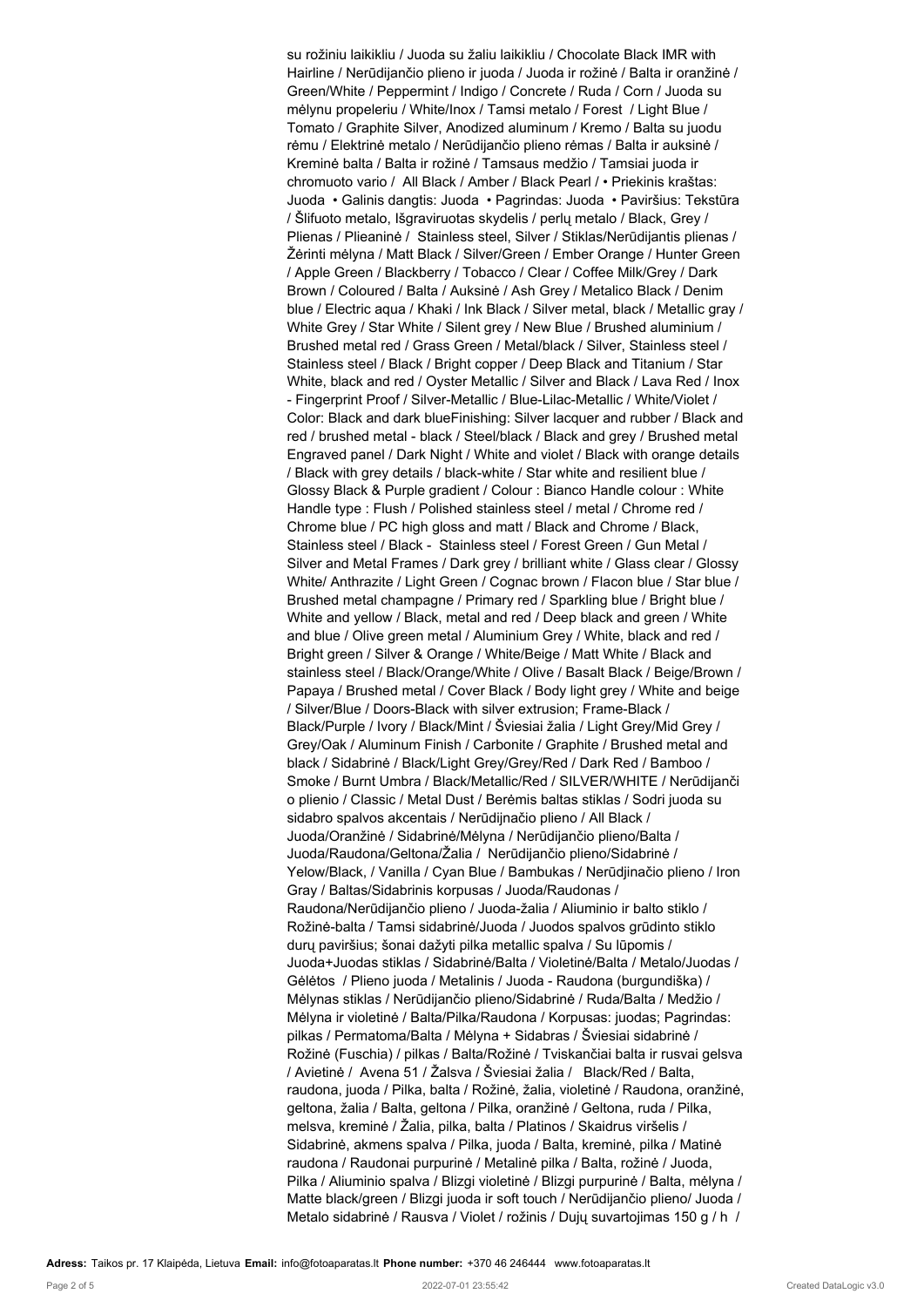su rožiniu laikikliu / Juoda su žaliu laikikliu / Chocolate Black IMR with Hairline / Nerūdijančio plieno ir juoda / Juoda ir rožinė / Balta ir oranžinė / Green/White / Peppermint / Indigo / Concrete / Ruda / Corn / Juoda su mėlynu propeleriu / White/Inox / Tamsi metalo / Forest / Light Blue / Tomato / Graphite Silver, Anodized aluminum / Kremo / Balta su juodu rėmu / Elektrinė metalo / Nerūdijančio plieno rėmas / Balta ir auksinė / Kreminė balta / Balta ir rožinė / Tamsaus medžio / Tamsiai juoda ir chromuoto vario / All Black / Amber / Black Pearl / • Priekinis kraštas: Juoda • Galinis dangtis: Juoda • Pagrindas: Juoda • Paviršius: Tekstūra / Šlifuoto metalo, Išgraviruotas skydelis / perlų metalo / Black, Grey / Plienas / Plieaninė / Stainless steel, Silver / Stiklas/Nerūdijantis plienas / Žėrinti mėlyna / Matt Black / Silver/Green / Ember Orange / Hunter Green / Apple Green / Blackberry / Tobacco / Clear / Coffee Milk/Grey / Dark Brown / Coloured / Balta / Auksinė / Ash Grey / Metalico Black / Denim blue / Electric aqua / Khaki / Ink Black / Silver metal, black / Metallic gray / White Grey / Star White / Silent grey / New Blue / Brushed aluminium / Brushed metal red / Grass Green / Metal/black / Silver, Stainless steel / Stainless steel / Black / Bright copper / Deep Black and Titanium / Star White, black and red / Oyster Metallic / Silver and Black / Lava Red / Inox - Fingerprint Proof / Silver-Metallic / Blue-Lilac-Metallic / White/Violet / Color: Black and dark blueFinishing: Silver lacquer and rubber / Black and red / brushed metal - black / Steel/black / Black and grey / Brushed metal Engraved panel / Dark Night / White and violet / Black with orange details / Black with grey details / black-white / Star white and resilient blue / Glossy Black & Purple gradient / Colour : Bianco Handle colour : White Handle type : Flush / Polished stainless steel / metal / Chrome red / Chrome blue / PC high gloss and matt / Black and Chrome / Black, Stainless steel / Black - Stainless steel / Forest Green / Gun Metal / Silver and Metal Frames / Dark grey / brilliant white / Glass clear / Glossy White/ Anthrazite / Light Green / Cognac brown / Flacon blue / Star blue / Brushed metal champagne / Primary red / Sparkling blue / Bright blue / White and yellow / Black, metal and red / Deep black and green / White and blue / Olive green metal / Aluminium Grey / White, black and red / Bright green / Silver & Orange / White/Beige / Matt White / Black and stainless steel / Black/Orange/White / Olive / Basalt Black / Beige/Brown / Papaya / Brushed metal / Cover Black / Body light grey / White and beige / Silver/Blue / Doors-Black with silver extrusion; Frame-Black / Black/Purple / Ivory / Black/Mint / Šviesiai žalia / Light Grey/Mid Grey / Grey/Oak / Aluminum Finish / Carbonite / Graphite / Brushed metal and black / Sidabrinė / Black/Light Grey/Grey/Red / Dark Red / Bamboo / Smoke / Burnt Umbra / Black/Metallic/Red / SILVER/WHITE / Nerūdijanči o plienio / Classic / Metal Dust / Berėmis baltas stiklas / Sodri juoda su sidabro spalvos akcentais / Nerūdijnačio plieno / All Black / Juoda/Oranžinė / Sidabrinė/Mėlyna / Nerūdijančio plieno/Balta / Juoda/Raudona/Geltona/Žalia / Nerūdijančio plieno/Sidabrinė / Yelow/Black, / Vanilla / Cyan Blue / Bambukas / Nerūdjinačio plieno / Iron Gray / Baltas/Sidabrinis korpusas / Juoda/Raudonas / Raudona/Nerūdijančio plieno / Juoda-žalia / Aliuminio ir balto stiklo / Rožinė-balta / Tamsi sidabrinė/Juoda / Juodos spalvos grūdinto stiklo durų paviršius; šonai dažyti pilka metallic spalva / Su lūpomis / Juoda+Juodas stiklas / Sidabrinė/Balta / Violetinė/Balta / Metalo/Juodas / Gėlėtos / Plieno juoda / Metalinis / Juoda - Raudona (burgundiška) / Mėlynas stiklas / Nerūdijančio plieno/Sidabrinė / Ruda/Balta / Medžio / Mėlyna ir violetinė / Balta/Pilka/Raudona / Korpusas: juodas; Pagrindas: pilkas / Permatoma/Balta / Mėlyna + Sidabras / Šviesiai sidabrinė / Rožinė (Fuschia) / pilkas / Balta/Rožinė / Tviskančiai balta ir rusvai gelsva / Avietinė / Avena 51 / Žalsva / Šviesiai žalia / Black/Red / Balta, raudona, juoda / Pilka, balta / Rožinė, žalia, violetinė / Raudona, oranžinė, geltona, žalia / Balta, geltona / Pilka, oranžinė / Geltona, ruda / Pilka, melsva, kreminė / Žalia, pilka, balta / Platinos / Skaidrus viršelis / Sidabrinė, akmens spalva / Pilka, juoda / Balta, kreminė, pilka / Matinė raudona / Raudonai purpurinė / Metalinė pilka / Balta, rožinė / Juoda, Pilka / Aliuminio spalva / Blizgi violetinė / Blizgi purpurinė / Balta, mėlyna / Matte black/green / Blizgi juoda ir soft touch / Nerūdijančio plieno/ Juoda / Metalo sidabrinė / Rausva / Violet / rožinis / Dujų suvartojimas 150 g / h /

**Adress:** Taikos pr. 17 Klaipėda, Lietuva **Email:** info@fotoaparatas.lt **Phone number:** +370 46 246444 www.fotoaparatas.lt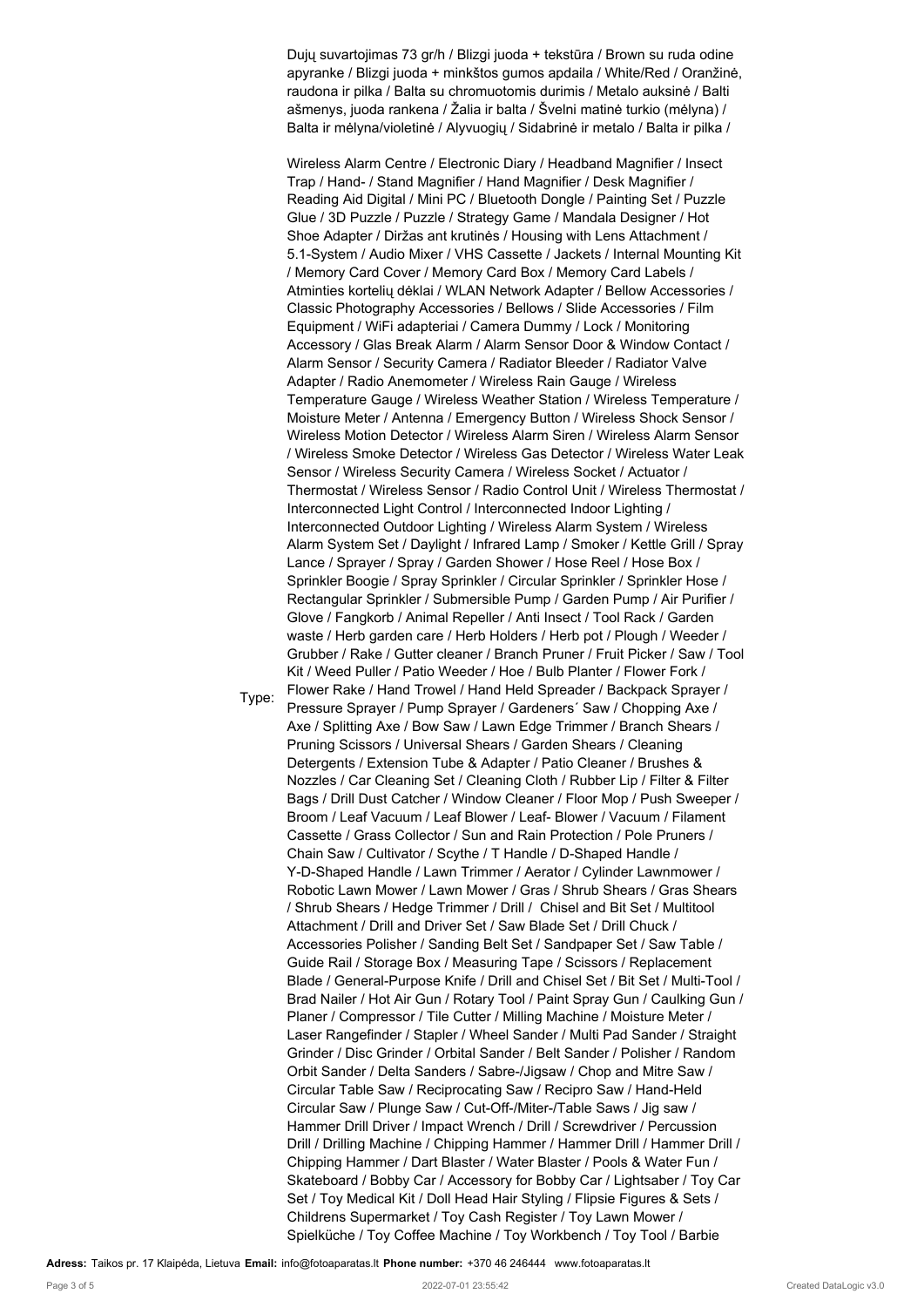Dujų suvartojimas 73 gr/h / Blizgi juoda + tekstūra / Brown su ruda odine apyranke / Blizgi juoda + minkštos gumos apdaila / White/Red / Oranžinė, raudona ir pilka / Balta su chromuotomis durimis / Metalo auksinė / Balti ašmenys, juoda rankena / Žalia ir balta / Švelni matinė turkio (mėlyna) / Balta ir mėlyna/violetinė / Alyvuogių / Sidabrinė ir metalo / Balta ir pilka /

Type: Wireless Alarm Centre / Electronic Diary / Headband Magnifier / Insect Trap / Hand- / Stand Magnifier / Hand Magnifier / Desk Magnifier / Reading Aid Digital / Mini PC / Bluetooth Dongle / Painting Set / Puzzle Glue / 3D Puzzle / Puzzle / Strategy Game / Mandala Designer / Hot Shoe Adapter / Diržas ant krutinės / Housing with Lens Attachment / 5.1-System / Audio Mixer / VHS Cassette / Jackets / Internal Mounting Kit / Memory Card Cover / Memory Card Box / Memory Card Labels / Atminties kortelių dėklai / WLAN Network Adapter / Bellow Accessories / Classic Photography Accessories / Bellows / Slide Accessories / Film Equipment / WiFi adapteriai / Camera Dummy / Lock / Monitoring Accessory / Glas Break Alarm / Alarm Sensor Door & Window Contact / Alarm Sensor / Security Camera / Radiator Bleeder / Radiator Valve Adapter / Radio Anemometer / Wireless Rain Gauge / Wireless Temperature Gauge / Wireless Weather Station / Wireless Temperature / Moisture Meter / Antenna / Emergency Button / Wireless Shock Sensor / Wireless Motion Detector / Wireless Alarm Siren / Wireless Alarm Sensor / Wireless Smoke Detector / Wireless Gas Detector / Wireless Water Leak Sensor / Wireless Security Camera / Wireless Socket / Actuator / Thermostat / Wireless Sensor / Radio Control Unit / Wireless Thermostat / Interconnected Light Control / Interconnected Indoor Lighting / Interconnected Outdoor Lighting / Wireless Alarm System / Wireless Alarm System Set / Daylight / Infrared Lamp / Smoker / Kettle Grill / Spray Lance / Sprayer / Spray / Garden Shower / Hose Reel / Hose Box / Sprinkler Boogie / Spray Sprinkler / Circular Sprinkler / Sprinkler Hose / Rectangular Sprinkler / Submersible Pump / Garden Pump / Air Purifier / Glove / Fangkorb / Animal Repeller / Anti Insect / Tool Rack / Garden waste / Herb garden care / Herb Holders / Herb pot / Plough / Weeder / Grubber / Rake / Gutter cleaner / Branch Pruner / Fruit Picker / Saw / Tool Kit / Weed Puller / Patio Weeder / Hoe / Bulb Planter / Flower Fork / Flower Rake / Hand Trowel / Hand Held Spreader / Backpack Sprayer / Pressure Sprayer / Pump Sprayer / Gardeners´ Saw / Chopping Axe / Axe / Splitting Axe / Bow Saw / Lawn Edge Trimmer / Branch Shears / Pruning Scissors / Universal Shears / Garden Shears / Cleaning Detergents / Extension Tube & Adapter / Patio Cleaner / Brushes & Nozzles / Car Cleaning Set / Cleaning Cloth / Rubber Lip / Filter & Filter Bags / Drill Dust Catcher / Window Cleaner / Floor Mop / Push Sweeper / Broom / Leaf Vacuum / Leaf Blower / Leaf- Blower / Vacuum / Filament Cassette / Grass Collector / Sun and Rain Protection / Pole Pruners / Chain Saw / Cultivator / Scythe / T Handle / D-Shaped Handle / Y-D-Shaped Handle / Lawn Trimmer / Aerator / Cylinder Lawnmower / Robotic Lawn Mower / Lawn Mower / Gras / Shrub Shears / Gras Shears / Shrub Shears / Hedge Trimmer / Drill / Chisel and Bit Set / Multitool Attachment / Drill and Driver Set / Saw Blade Set / Drill Chuck / Accessories Polisher / Sanding Belt Set / Sandpaper Set / Saw Table / Guide Rail / Storage Box / Measuring Tape / Scissors / Replacement Blade / General-Purpose Knife / Drill and Chisel Set / Bit Set / Multi-Tool / Brad Nailer / Hot Air Gun / Rotary Tool / Paint Spray Gun / Caulking Gun / Planer / Compressor / Tile Cutter / Milling Machine / Moisture Meter / Laser Rangefinder / Stapler / Wheel Sander / Multi Pad Sander / Straight Grinder / Disc Grinder / Orbital Sander / Belt Sander / Polisher / Random Orbit Sander / Delta Sanders / Sabre-/Jigsaw / Chop and Mitre Saw / Circular Table Saw / Reciprocating Saw / Recipro Saw / Hand-Held Circular Saw / Plunge Saw / Cut-Off-/Miter-/Table Saws / Jig saw / Hammer Drill Driver / Impact Wrench / Drill / Screwdriver / Percussion Drill / Drilling Machine / Chipping Hammer / Hammer Drill / Hammer Drill / Chipping Hammer / Dart Blaster / Water Blaster / Pools & Water Fun / Skateboard / Bobby Car / Accessory for Bobby Car / Lightsaber / Toy Car Set / Toy Medical Kit / Doll Head Hair Styling / Flipsie Figures & Sets / Childrens Supermarket / Toy Cash Register / Toy Lawn Mower / Spielküche / Toy Coffee Machine / Toy Workbench / Toy Tool / Barbie

**Adress:** Taikos pr. 17 Klaipėda, Lietuva **Email:** info@fotoaparatas.lt **Phone number:** +370 46 246444 www.fotoaparatas.lt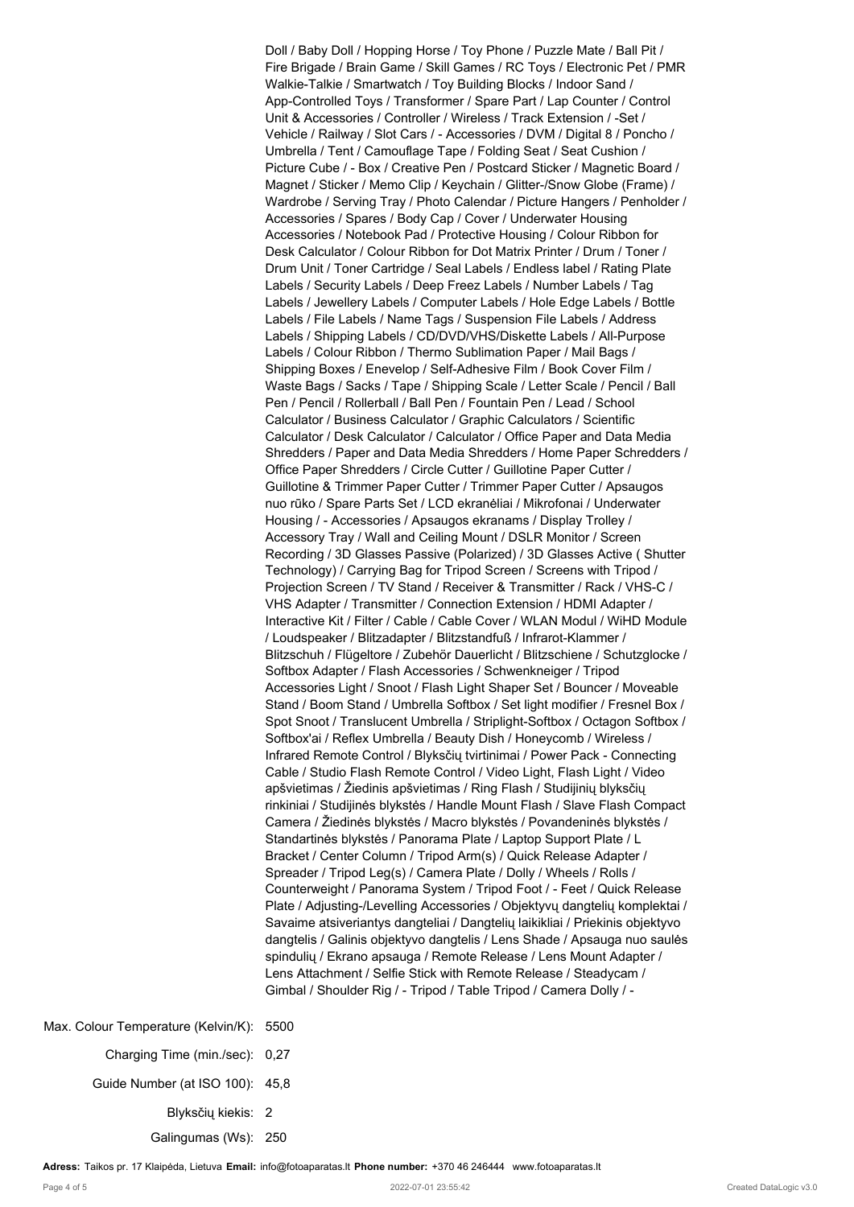Doll / Baby Doll / Hopping Horse / Toy Phone / Puzzle Mate / Ball Pit / Fire Brigade / Brain Game / Skill Games / RC Toys / Electronic Pet / PMR Walkie-Talkie / Smartwatch / Toy Building Blocks / Indoor Sand / App-Controlled Toys / Transformer / Spare Part / Lap Counter / Control Unit & Accessories / Controller / Wireless / Track Extension / -Set / Vehicle / Railway / Slot Cars / - Accessories / DVM / Digital 8 / Poncho / Umbrella / Tent / Camouflage Tape / Folding Seat / Seat Cushion / Picture Cube / - Box / Creative Pen / Postcard Sticker / Magnetic Board / Magnet / Sticker / Memo Clip / Keychain / Glitter-/Snow Globe (Frame) / Wardrobe / Serving Tray / Photo Calendar / Picture Hangers / Penholder / Accessories / Spares / Body Cap / Cover / Underwater Housing Accessories / Notebook Pad / Protective Housing / Colour Ribbon for Desk Calculator / Colour Ribbon for Dot Matrix Printer / Drum / Toner / Drum Unit / Toner Cartridge / Seal Labels / Endless label / Rating Plate Labels / Security Labels / Deep Freez Labels / Number Labels / Tag Labels / Jewellery Labels / Computer Labels / Hole Edge Labels / Bottle Labels / File Labels / Name Tags / Suspension File Labels / Address Labels / Shipping Labels / CD/DVD/VHS/Diskette Labels / All-Purpose Labels / Colour Ribbon / Thermo Sublimation Paper / Mail Bags / Shipping Boxes / Enevelop / Self-Adhesive Film / Book Cover Film / Waste Bags / Sacks / Tape / Shipping Scale / Letter Scale / Pencil / Ball Pen / Pencil / Rollerball / Ball Pen / Fountain Pen / Lead / School Calculator / Business Calculator / Graphic Calculators / Scientific Calculator / Desk Calculator / Calculator / Office Paper and Data Media Shredders / Paper and Data Media Shredders / Home Paper Schredders / Office Paper Shredders / Circle Cutter / Guillotine Paper Cutter / Guillotine & Trimmer Paper Cutter / Trimmer Paper Cutter / Apsaugos nuo rūko / Spare Parts Set / LCD ekranėliai / Mikrofonai / Underwater Housing / - Accessories / Apsaugos ekranams / Display Trolley / Accessory Tray / Wall and Ceiling Mount / DSLR Monitor / Screen Recording / 3D Glasses Passive (Polarized) / 3D Glasses Active ( Shutter Technology) / Carrying Bag for Tripod Screen / Screens with Tripod / Projection Screen / TV Stand / Receiver & Transmitter / Rack / VHS-C / VHS Adapter / Transmitter / Connection Extension / HDMI Adapter / Interactive Kit / Filter / Cable / Cable Cover / WLAN Modul / WiHD Module / Loudspeaker / Blitzadapter / Blitzstandfuß / Infrarot-Klammer / Blitzschuh / Flügeltore / Zubehör Dauerlicht / Blitzschiene / Schutzglocke / Softbox Adapter / Flash Accessories / Schwenkneiger / Tripod Accessories Light / Snoot / Flash Light Shaper Set / Bouncer / Moveable Stand / Boom Stand / Umbrella Softbox / Set light modifier / Fresnel Box / Spot Snoot / Translucent Umbrella / Striplight-Softbox / Octagon Softbox / Softbox'ai / Reflex Umbrella / Beauty Dish / Honeycomb / Wireless / Infrared Remote Control / Blykščių tvirtinimai / Power Pack - Connecting Cable / Studio Flash Remote Control / Video Light, Flash Light / Video apšvietimas / Žiedinis apšvietimas / Ring Flash / Studijinių blykščių rinkiniai / Studijinės blykstės / Handle Mount Flash / Slave Flash Compact Camera / Žiedinės blykstės / Macro blykstės / Povandeninės blykstės / Standartinės blykstės / Panorama Plate / Laptop Support Plate / L Bracket / Center Column / Tripod Arm(s) / Quick Release Adapter / Spreader / Tripod Leg(s) / Camera Plate / Dolly / Wheels / Rolls / Counterweight / Panorama System / Tripod Foot / - Feet / Quick Release Plate / Adjusting-/Levelling Accessories / Objektyvų dangtelių komplektai / Savaime atsiveriantys dangteliai / Dangtelių laikikliai / Priekinis objektyvo dangtelis / Galinis objektyvo dangtelis / Lens Shade / Apsauga nuo saulės spindulių / Ekrano apsauga / Remote Release / Lens Mount Adapter / Lens Attachment / Selfie Stick with Remote Release / Steadycam / Gimbal / Shoulder Rig / - Tripod / Table Tripod / Camera Dolly / -

| | |
|---|---|
| Max. Colour Temperature (Kelvin/K): | 5500 |
| Charging Time (min./sec): | 0,27 |
| Guide Number (at ISO 100): | 45,8 |
| Blyksčių kiekis: | 2 |
| Galingumas (Ws): | 250 |

**Adress:** Taikos pr. 17 Klaipėda, Lietuva **Email:** info@fotoaparatas.lt **Phone number:** +370 46 246444 www.fotoaparatas.lt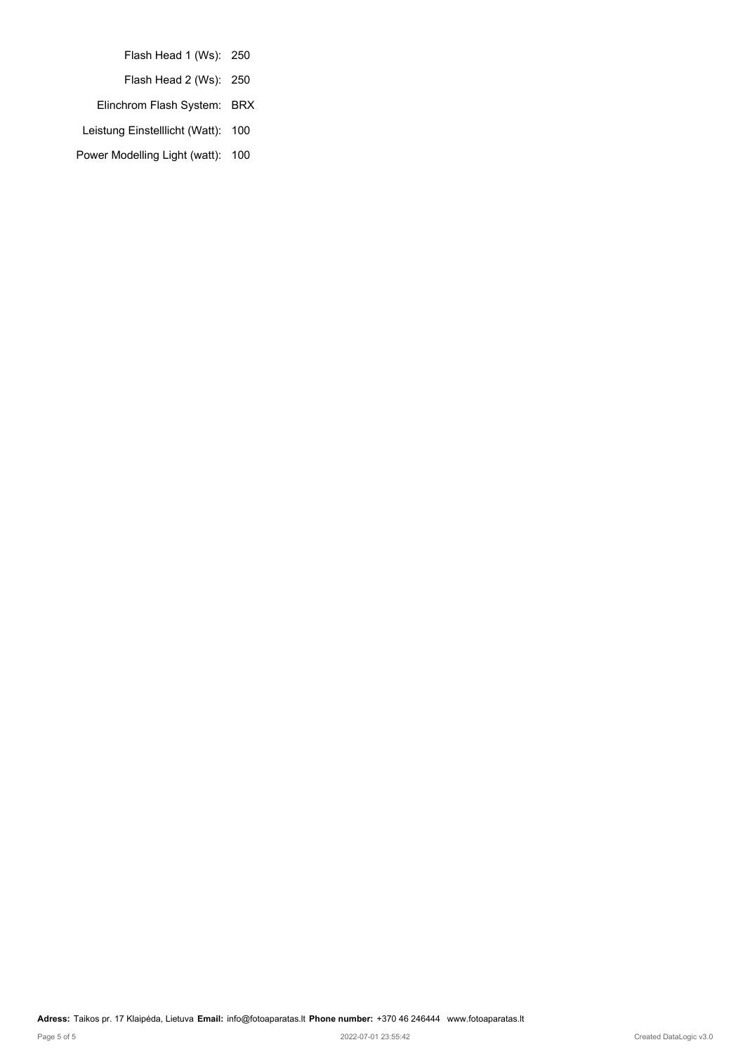| | |
|---|---|
| Flash Head 1 (Ws): | 250 |
| Flash Head 2 (Ws): | 250 |
| Elinchrom Flash System: | BRX |
| Leistung Einstelllicht (Watt): | 100 |
| Power Modelling Light (watt): | 100 |

**Adress:** Taikos pr. 17 Klaipėda, Lietuva **Email:** info@fotoaparatas.lt **Phone number:** +370 46 246444 www.fotoaparatas.lt